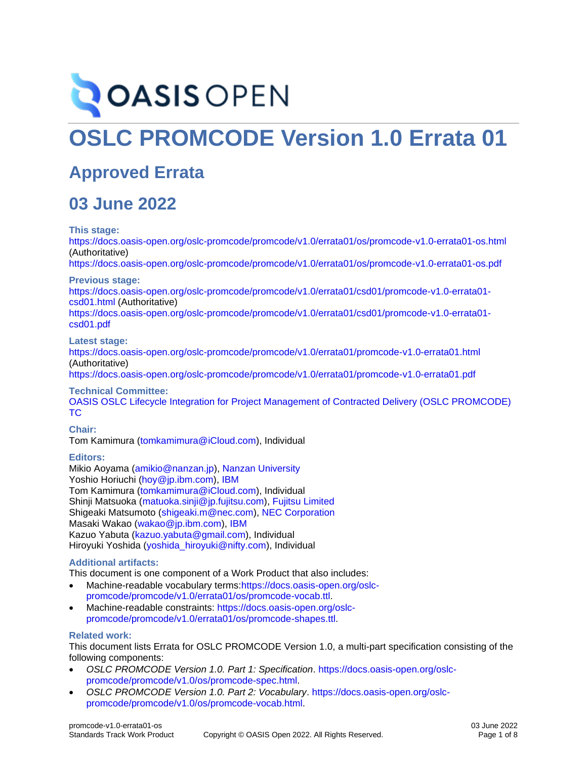OASIS OPEN

# OSLC PROMCODE Version 1.0 Errata 01

## Approved Errata

## 03 June 2022

**This stage:**

https://docs.oasis-open.org/oslc-promcode/promcode/v1.0/errata01/os/promcode-v1.0-errata01-os.html (Authoritative)

https://docs.oasis-open.org/oslc-promcode/promcode/v1.0/errata01/os/promcode-v1.0-errata01-os.pdf

**Previous stage:**

https://docs.oasis-open.org/oslc-promcode/promcode/v1.0/errata01/csd01/promcode-v1.0-errata01-csd01.html (Authoritative)

https://docs.oasis-open.org/oslc-promcode/promcode/v1.0/errata01/csd01/promcode-v1.0-errata01-csd01.pdf

**Latest stage:**

https://docs.oasis-open.org/oslc-promcode/promcode/v1.0/errata01/promcode-v1.0-errata01.html (Authoritative)

https://docs.oasis-open.org/oslc-promcode/promcode/v1.0/errata01/promcode-v1.0-errata01.pdf

**Technical Committee:**

OASIS OSLC Lifecycle Integration for Project Management of Contracted Delivery (OSLC PROMCODE) TC

**Chair:**

Tom Kamimura (tomkamimura@iCloud.com), Individual

**Editors:**

Mikio Aoyama (amikio@nanzan.jp), Nanzan University
Yoshio Horiuchi (hoy@jp.ibm.com), IBM
Tom Kamimura (tomkamimura@iCloud.com), Individual
Shinji Matsuoka (matuoka.sinji@jp.fujitsu.com), Fujitsu Limited
Shigeaki Matsumoto (shigeaki.m@nec.com), NEC Corporation
Masaki Wakao (wakao@jp.ibm.com), IBM
Kazuo Yabuta (kazuo.yabuta@gmail.com), Individual
Hiroyuki Yoshida (yoshida_hiroyuki@nifty.com), Individual

**Additional artifacts:**

This document is one component of a Work Product that also includes:

- Machine-readable vocabulary terms:https://docs.oasis-open.org/oslc-promcode/promcode/v1.0/errata01/os/promcode-vocab.ttl.
- Machine-readable constraints: https://docs.oasis-open.org/oslc-promcode/promcode/v1.0/errata01/os/promcode-shapes.ttl.

**Related work:**

This document lists Errata for OSLC PROMCODE Version 1.0, a multi-part specification consisting of the following components:

- *OSLC PROMCODE Version 1.0. Part 1: Specification*. https://docs.oasis-open.org/oslc-promcode/promcode/v1.0/os/promcode-spec.html.
- *OSLC PROMCODE Version 1.0. Part 2: Vocabulary*. https://docs.oasis-open.org/oslc-promcode/promcode/v1.0/os/promcode-vocab.html.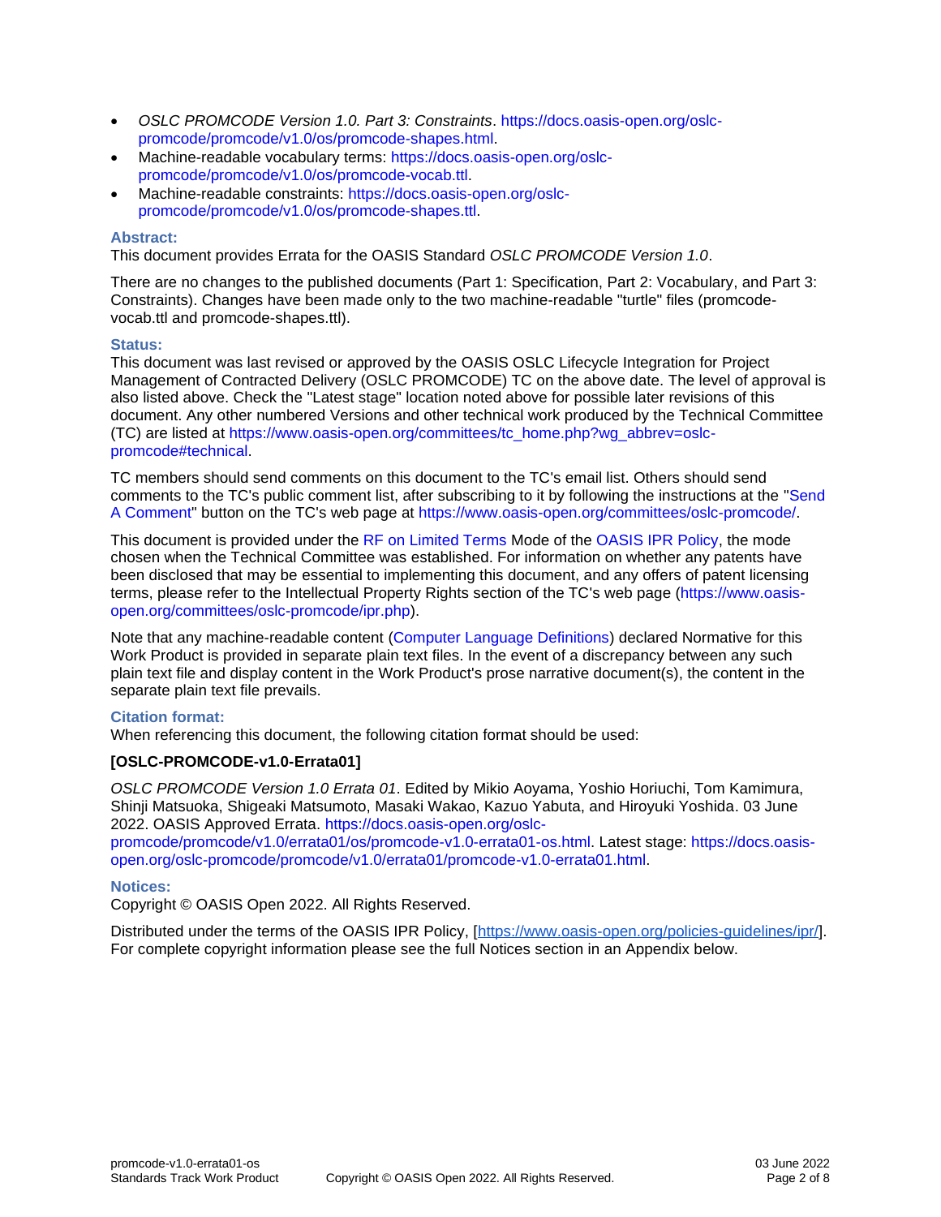- *OSLC PROMCODE Version 1.0. Part 3: Constraints*. https://docs.oasis-open.org/oslc-promcode/promcode/v1.0/os/promcode-shapes.html.
- Machine-readable vocabulary terms: https://docs.oasis-open.org/oslc-promcode/promcode/v1.0/os/promcode-vocab.ttl.
- Machine-readable constraints: https://docs.oasis-open.org/oslc-promcode/promcode/v1.0/os/promcode-shapes.ttl.

**Abstract:**

This document provides Errata for the OASIS Standard *OSLC PROMCODE Version 1.0*.

There are no changes to the published documents (Part 1: Specification, Part 2: Vocabulary, and Part 3: Constraints). Changes have been made only to the two machine-readable "turtle" files (promcode-vocab.ttl and promcode-shapes.ttl).

**Status:**

This document was last revised or approved by the OASIS OSLC Lifecycle Integration for Project Management of Contracted Delivery (OSLC PROMCODE) TC on the above date. The level of approval is also listed above. Check the "Latest stage" location noted above for possible later revisions of this document. Any other numbered Versions and other technical work produced by the Technical Committee (TC) are listed at https://www.oasis-open.org/committees/tc_home.php?wg_abbrev=oslc-promcode#technical.

TC members should send comments on this document to the TC's email list. Others should send comments to the TC's public comment list, after subscribing to it by following the instructions at the "Send A Comment" button on the TC's web page at https://www.oasis-open.org/committees/oslc-promcode/.

This document is provided under the RF on Limited Terms Mode of the OASIS IPR Policy, the mode chosen when the Technical Committee was established. For information on whether any patents have been disclosed that may be essential to implementing this document, and any offers of patent licensing terms, please refer to the Intellectual Property Rights section of the TC's web page (https://www.oasis-open.org/committees/oslc-promcode/ipr.php).

Note that any machine-readable content (Computer Language Definitions) declared Normative for this Work Product is provided in separate plain text files. In the event of a discrepancy between any such plain text file and display content in the Work Product's prose narrative document(s), the content in the separate plain text file prevails.

**Citation format:**

When referencing this document, the following citation format should be used:

**[OSLC-PROMCODE-v1.0-Errata01]**

*OSLC PROMCODE Version 1.0 Errata 01*. Edited by Mikio Aoyama, Yoshio Horiuchi, Tom Kamimura, Shinji Matsuoka, Shigeaki Matsumoto, Masaki Wakao, Kazuo Yabuta, and Hiroyuki Yoshida. 03 June 2022. OASIS Approved Errata. https://docs.oasis-open.org/oslc-promcode/promcode/v1.0/errata01/os/promcode-v1.0-errata01-os.html. Latest stage: https://docs.oasis-open.org/oslc-promcode/promcode/v1.0/errata01/promcode-v1.0-errata01.html.

**Notices:**

Copyright © OASIS Open 2022. All Rights Reserved.

Distributed under the terms of the OASIS IPR Policy, [https://www.oasis-open.org/policies-guidelines/ipr/]. For complete copyright information please see the full Notices section in an Appendix below.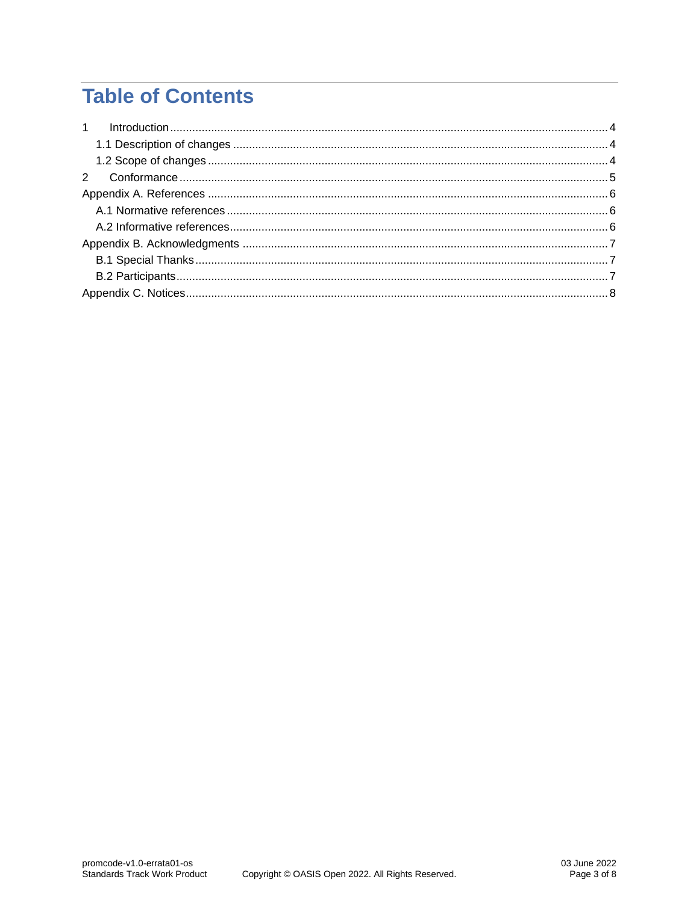# Table of Contents

1 Introduction ... 4
  1.1 Description of changes ... 4
  1.2 Scope of changes ... 4
2 Conformance ... 5
Appendix A. References ... 6
  A.1 Normative references ... 6
  A.2 Informative references ... 6
Appendix B. Acknowledgments ... 7
  B.1 Special Thanks ... 7
  B.2 Participants ... 7
Appendix C. Notices ... 8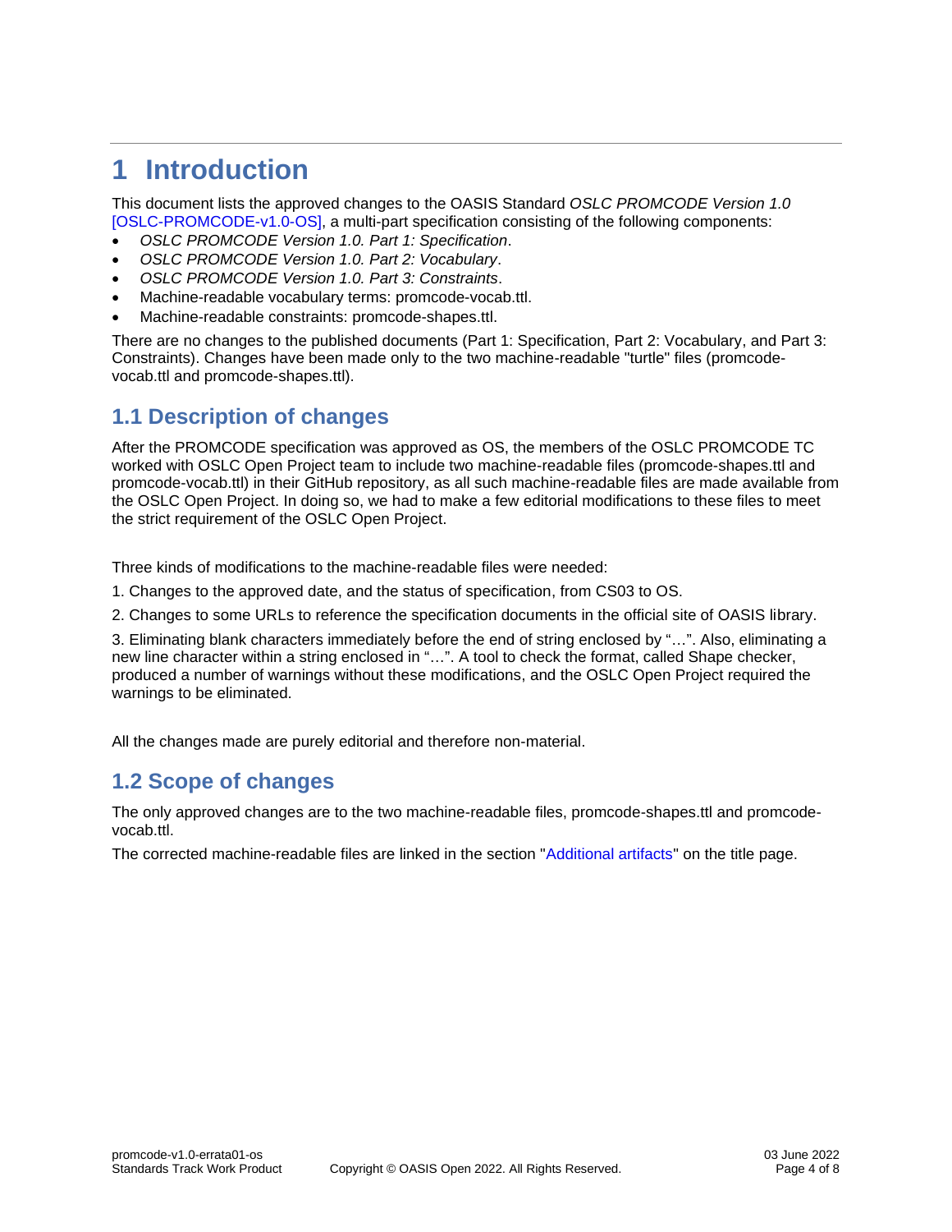# 1 Introduction

This document lists the approved changes to the OASIS Standard *OSLC PROMCODE Version 1.0* [OSLC-PROMCODE-v1.0-OS], a multi-part specification consisting of the following components:

- *OSLC PROMCODE Version 1.0. Part 1: Specification*.
- *OSLC PROMCODE Version 1.0. Part 2: Vocabulary*.
- *OSLC PROMCODE Version 1.0. Part 3: Constraints*.
- Machine-readable vocabulary terms: promcode-vocab.ttl.
- Machine-readable constraints: promcode-shapes.ttl.

There are no changes to the published documents (Part 1: Specification, Part 2: Vocabulary, and Part 3: Constraints). Changes have been made only to the two machine-readable "turtle" files (promcode-vocab.ttl and promcode-shapes.ttl).

## 1.1 Description of changes

After the PROMCODE specification was approved as OS, the members of the OSLC PROMCODE TC worked with OSLC Open Project team to include two machine-readable files (promcode-shapes.ttl and promcode-vocab.ttl) in their GitHub repository, as all such machine-readable files are made available from the OSLC Open Project. In doing so, we had to make a few editorial modifications to these files to meet the strict requirement of the OSLC Open Project.

Three kinds of modifications to the machine-readable files were needed:

1. Changes to the approved date, and the status of specification, from CS03 to OS.

2. Changes to some URLs to reference the specification documents in the official site of OASIS library.

3. Eliminating blank characters immediately before the end of string enclosed by "…". Also, eliminating a new line character within a string enclosed in "…". A tool to check the format, called Shape checker, produced a number of warnings without these modifications, and the OSLC Open Project required the warnings to be eliminated.

All the changes made are purely editorial and therefore non-material.

## 1.2 Scope of changes

The only approved changes are to the two machine-readable files, promcode-shapes.ttl and promcode-vocab.ttl.

The corrected machine-readable files are linked in the section "Additional artifacts" on the title page.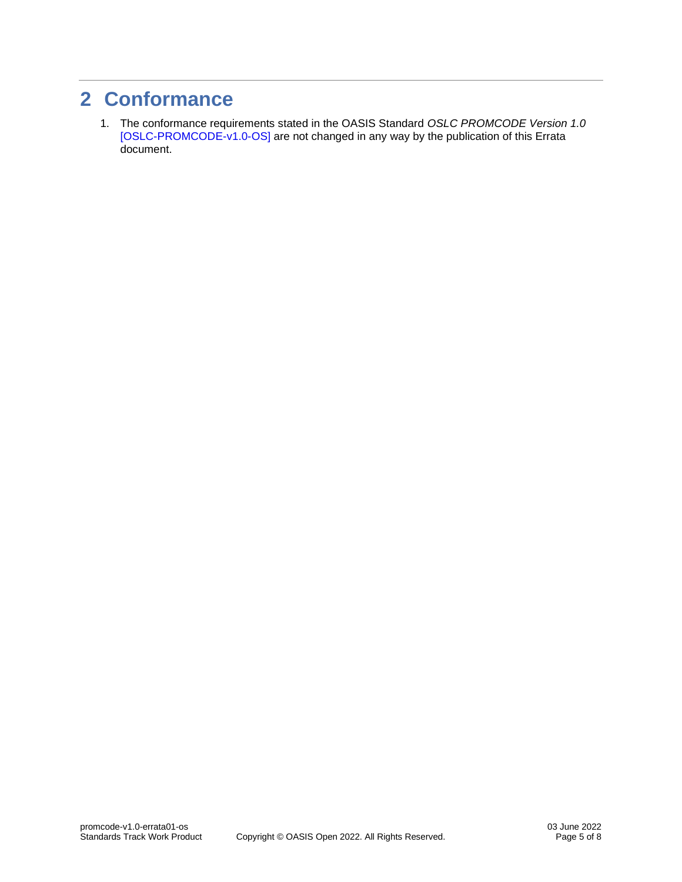# 2 Conformance

1. The conformance requirements stated in the OASIS Standard *OSLC PROMCODE Version 1.0* [OSLC-PROMCODE-v1.0-OS] are not changed in any way by the publication of this Errata document.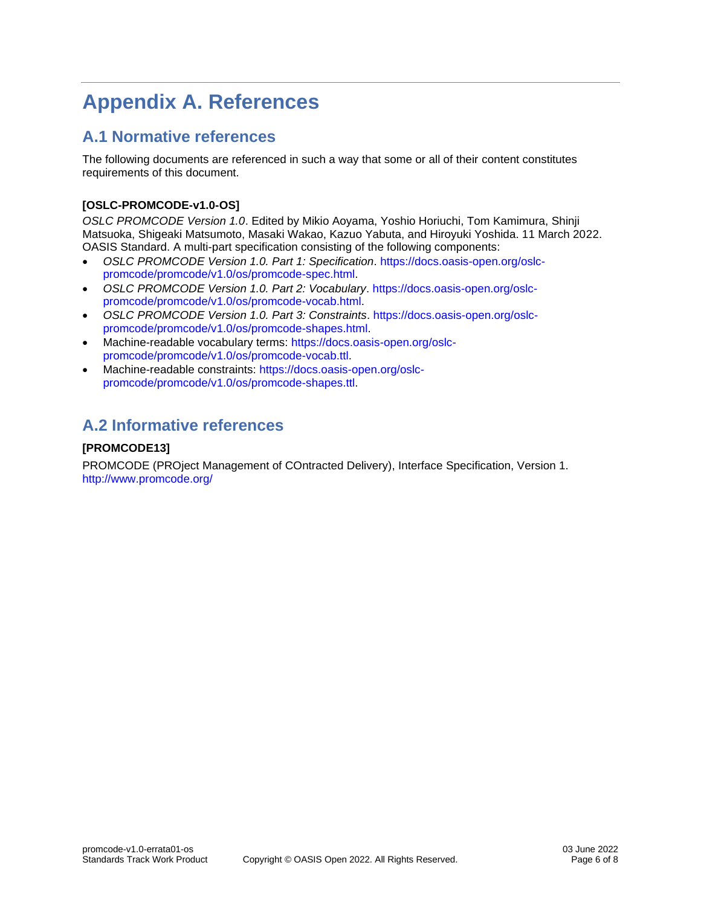# Appendix A. References

## A.1 Normative references

The following documents are referenced in such a way that some or all of their content constitutes requirements of this document.

**[OSLC-PROMCODE-v1.0-OS]**

*OSLC PROMCODE Version 1.0*. Edited by Mikio Aoyama, Yoshio Horiuchi, Tom Kamimura, Shinji Matsuoka, Shigeaki Matsumoto, Masaki Wakao, Kazuo Yabuta, and Hiroyuki Yoshida. 11 March 2022. OASIS Standard. A multi-part specification consisting of the following components:

- *OSLC PROMCODE Version 1.0. Part 1: Specification*. https://docs.oasis-open.org/oslc-promcode/promcode/v1.0/os/promcode-spec.html.
- *OSLC PROMCODE Version 1.0. Part 2: Vocabulary*. https://docs.oasis-open.org/oslc-promcode/promcode/v1.0/os/promcode-vocab.html.
- *OSLC PROMCODE Version 1.0. Part 3: Constraints*. https://docs.oasis-open.org/oslc-promcode/promcode/v1.0/os/promcode-shapes.html.
- Machine-readable vocabulary terms: https://docs.oasis-open.org/oslc-promcode/promcode/v1.0/os/promcode-vocab.ttl.
- Machine-readable constraints: https://docs.oasis-open.org/oslc-promcode/promcode/v1.0/os/promcode-shapes.ttl.

## A.2 Informative references

**[PROMCODE13]**

PROMCODE (PROject Management of COntracted Delivery), Interface Specification, Version 1. http://www.promcode.org/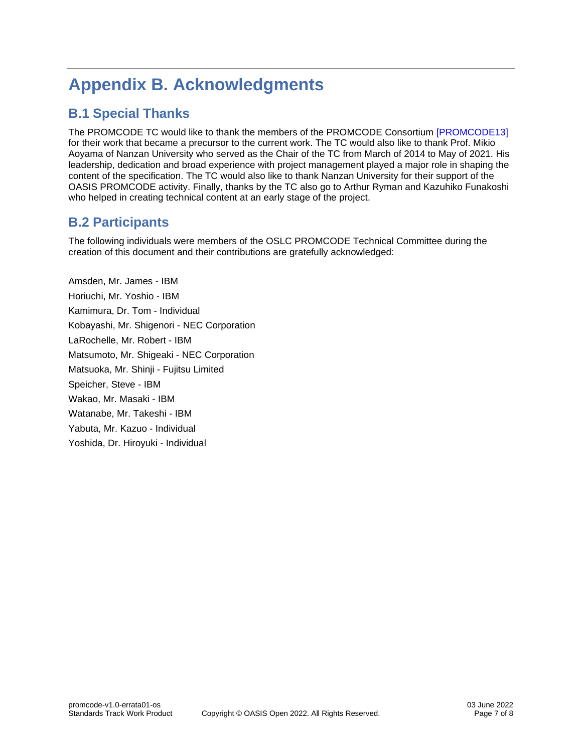# Appendix B. Acknowledgments

## B.1 Special Thanks

The PROMCODE TC would like to thank the members of the PROMCODE Consortium [PROMCODE13] for their work that became a precursor to the current work. The TC would also like to thank Prof. Mikio Aoyama of Nanzan University who served as the Chair of the TC from March of 2014 to May of 2021. His leadership, dedication and broad experience with project management played a major role in shaping the content of the specification. The TC would also like to thank Nanzan University for their support of the OASIS PROMCODE activity. Finally, thanks by the TC also go to Arthur Ryman and Kazuhiko Funakoshi who helped in creating technical content at an early stage of the project.

## B.2 Participants

The following individuals were members of the OSLC PROMCODE Technical Committee during the creation of this document and their contributions are gratefully acknowledged:

Amsden, Mr. James - IBM

Horiuchi, Mr. Yoshio - IBM

Kamimura, Dr. Tom - Individual

Kobayashi, Mr. Shigenori - NEC Corporation

LaRochelle, Mr. Robert - IBM

Matsumoto, Mr. Shigeaki - NEC Corporation

Matsuoka, Mr. Shinji - Fujitsu Limited

Speicher, Steve - IBM

Wakao, Mr. Masaki - IBM

Watanabe, Mr. Takeshi - IBM

Yabuta, Mr. Kazuo - Individual

Yoshida, Dr. Hiroyuki - Individual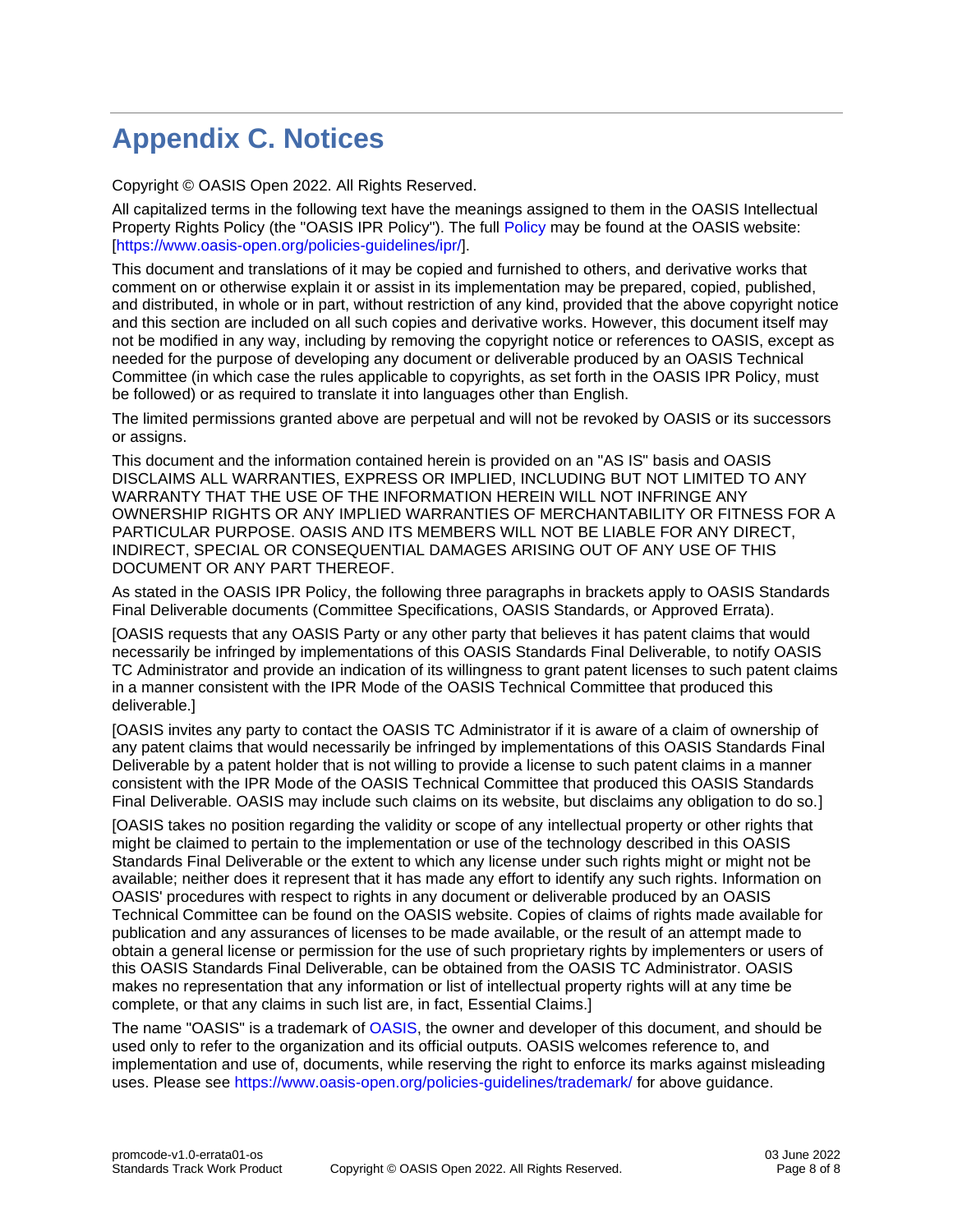# Appendix C. Notices

Copyright © OASIS Open 2022. All Rights Reserved.

All capitalized terms in the following text have the meanings assigned to them in the OASIS Intellectual Property Rights Policy (the "OASIS IPR Policy"). The full Policy may be found at the OASIS website: [https://www.oasis-open.org/policies-guidelines/ipr/].

This document and translations of it may be copied and furnished to others, and derivative works that comment on or otherwise explain it or assist in its implementation may be prepared, copied, published, and distributed, in whole or in part, without restriction of any kind, provided that the above copyright notice and this section are included on all such copies and derivative works. However, this document itself may not be modified in any way, including by removing the copyright notice or references to OASIS, except as needed for the purpose of developing any document or deliverable produced by an OASIS Technical Committee (in which case the rules applicable to copyrights, as set forth in the OASIS IPR Policy, must be followed) or as required to translate it into languages other than English.

The limited permissions granted above are perpetual and will not be revoked by OASIS or its successors or assigns.

This document and the information contained herein is provided on an "AS IS" basis and OASIS DISCLAIMS ALL WARRANTIES, EXPRESS OR IMPLIED, INCLUDING BUT NOT LIMITED TO ANY WARRANTY THAT THE USE OF THE INFORMATION HEREIN WILL NOT INFRINGE ANY OWNERSHIP RIGHTS OR ANY IMPLIED WARRANTIES OF MERCHANTABILITY OR FITNESS FOR A PARTICULAR PURPOSE. OASIS AND ITS MEMBERS WILL NOT BE LIABLE FOR ANY DIRECT, INDIRECT, SPECIAL OR CONSEQUENTIAL DAMAGES ARISING OUT OF ANY USE OF THIS DOCUMENT OR ANY PART THEREOF.

As stated in the OASIS IPR Policy, the following three paragraphs in brackets apply to OASIS Standards Final Deliverable documents (Committee Specifications, OASIS Standards, or Approved Errata).

[OASIS requests that any OASIS Party or any other party that believes it has patent claims that would necessarily be infringed by implementations of this OASIS Standards Final Deliverable, to notify OASIS TC Administrator and provide an indication of its willingness to grant patent licenses to such patent claims in a manner consistent with the IPR Mode of the OASIS Technical Committee that produced this deliverable.]

[OASIS invites any party to contact the OASIS TC Administrator if it is aware of a claim of ownership of any patent claims that would necessarily be infringed by implementations of this OASIS Standards Final Deliverable by a patent holder that is not willing to provide a license to such patent claims in a manner consistent with the IPR Mode of the OASIS Technical Committee that produced this OASIS Standards Final Deliverable. OASIS may include such claims on its website, but disclaims any obligation to do so.]

[OASIS takes no position regarding the validity or scope of any intellectual property or other rights that might be claimed to pertain to the implementation or use of the technology described in this OASIS Standards Final Deliverable or the extent to which any license under such rights might or might not be available; neither does it represent that it has made any effort to identify any such rights. Information on OASIS' procedures with respect to rights in any document or deliverable produced by an OASIS Technical Committee can be found on the OASIS website. Copies of claims of rights made available for publication and any assurances of licenses to be made available, or the result of an attempt made to obtain a general license or permission for the use of such proprietary rights by implementers or users of this OASIS Standards Final Deliverable, can be obtained from the OASIS TC Administrator. OASIS makes no representation that any information or list of intellectual property rights will at any time be complete, or that any claims in such list are, in fact, Essential Claims.]

The name "OASIS" is a trademark of OASIS, the owner and developer of this document, and should be used only to refer to the organization and its official outputs. OASIS welcomes reference to, and implementation and use of, documents, while reserving the right to enforce its marks against misleading uses. Please see https://www.oasis-open.org/policies-guidelines/trademark/ for above guidance.